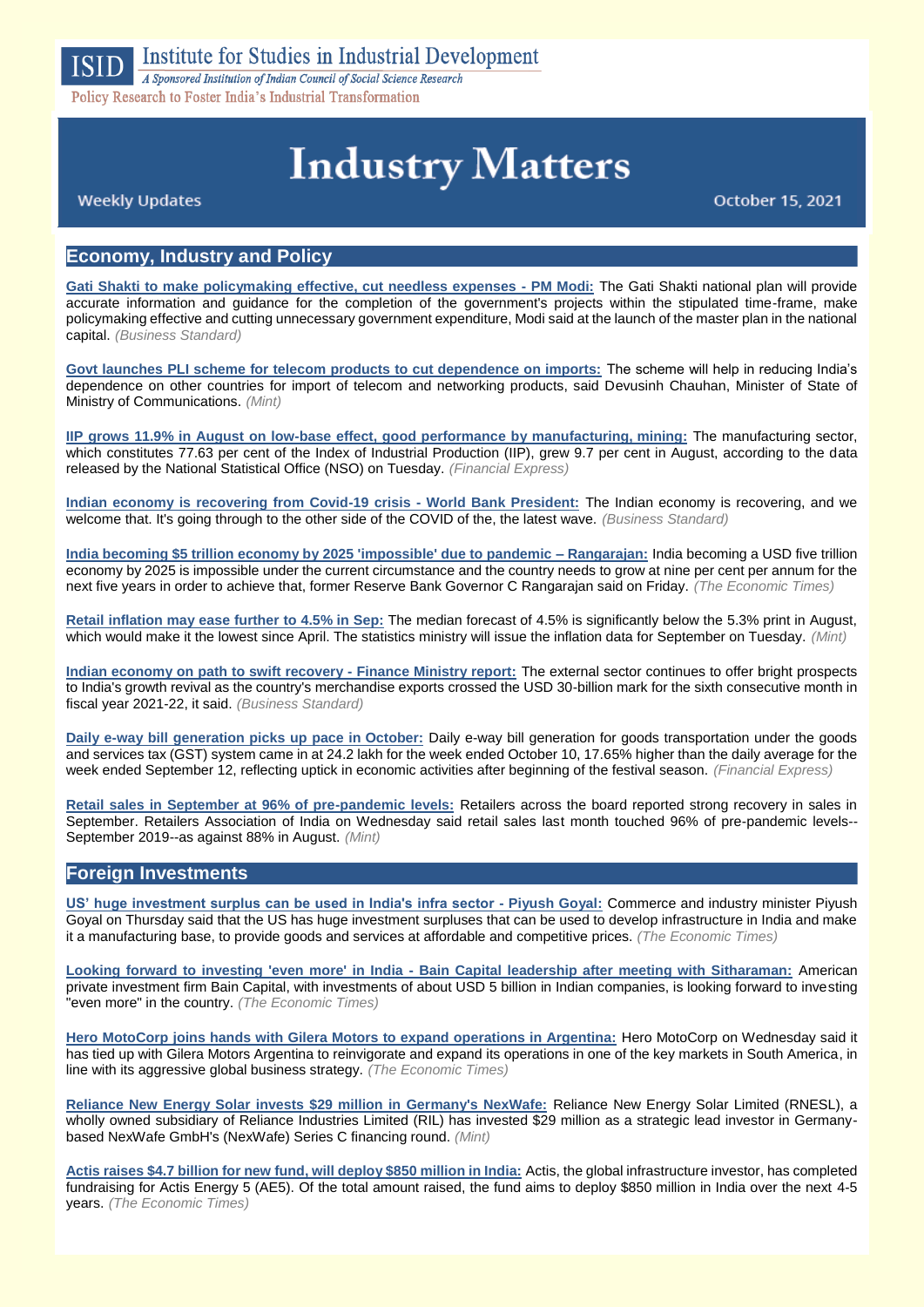# Institute for Studies in Industrial Development

*A Sponsored Institution of Indian Council of Social Science Research*

Policy Research to Foster India's Industrial Transformation

# Industry Matters

Weekly Updates

October 15, 2021

## Economy, Industry and Policy

**Gati Shakti to make policymaking effective, cut needless expenses - PM Modi:** The Gati Shakti national plan will provide accurate information and guidance for the completion of the government's projects within the stipulated time-frame, make policymaking effective and cutting unnecessary government expenditure, Modi said at the launch of the master plan in the national capital. *(Business Standard)*

**Govt launches PLI scheme for telecom products to cut dependence on imports:** The scheme will help in reducing India's dependence on other countries for import of telecom and networking products, said Devusinh Chauhan, Minister of State of Ministry of Communications. *(Mint)*

**IIP grows 11.9% in August on low-base effect, good performance by manufacturing, mining:** The manufacturing sector, which constitutes 77.63 per cent of the Index of Industrial Production (IIP), grew 9.7 per cent in August, according to the data released by the National Statistical Office (NSO) on Tuesday. *(Financial Express)*

**Indian economy is recovering from Covid-19 crisis - World Bank President:** The Indian economy is recovering, and we welcome that. It's going through to the other side of the COVID of the, the latest wave. *(Business Standard)*

**India becoming $5 trillion economy by 2025 'impossible' due to pandemic – Rangarajan:** India becoming a USD five trillion economy by 2025 is impossible under the current circumstance and the country needs to grow at nine per cent per annum for the next five years in order to achieve that, former Reserve Bank Governor C Rangarajan said on Friday. *(The Economic Times)*

**Retail inflation may ease further to 4.5% in Sep:** The median forecast of 4.5% is significantly below the 5.3% print in August, which would make it the lowest since April. The statistics ministry will issue the inflation data for September on Tuesday. *(Mint)*

**Indian economy on path to swift recovery - Finance Ministry report:** The external sector continues to offer bright prospects to India's growth revival as the country's merchandise exports crossed the USD 30-billion mark for the sixth consecutive month in fiscal year 2021-22, it said. *(Business Standard)*

**Daily e-way bill generation picks up pace in October:** Daily e-way bill generation for goods transportation under the goods and services tax (GST) system came in at 24.2 lakh for the week ended October 10, 17.65% higher than the daily average for the week ended September 12, reflecting uptick in economic activities after beginning of the festival season. *(Financial Express)*

**Retail sales in September at 96% of pre-pandemic levels:** Retailers across the board reported strong recovery in sales in September. Retailers Association of India on Wednesday said retail sales last month touched 96% of pre-pandemic levels--September 2019--as against 88% in August. *(Mint)*

## Foreign Investments

**US' huge investment surplus can be used in India's infra sector - Piyush Goyal:** Commerce and industry minister Piyush Goyal on Thursday said that the US has huge investment surpluses that can be used to develop infrastructure in India and make it a manufacturing base, to provide goods and services at affordable and competitive prices. *(The Economic Times)*

**Looking forward to investing 'even more' in India - Bain Capital leadership after meeting with Sitharaman:** American private investment firm Bain Capital, with investments of about USD 5 billion in Indian companies, is looking forward to investing "even more" in the country. *(The Economic Times)*

**Hero MotoCorp joins hands with Gilera Motors to expand operations in Argentina:** Hero MotoCorp on Wednesday said it has tied up with Gilera Motors Argentina to reinvigorate and expand its operations in one of the key markets in South America, in line with its aggressive global business strategy. *(The Economic Times)*

**Reliance New Energy Solar invests $29 million in Germany's NexWafe:** Reliance New Energy Solar Limited (RNESL), a wholly owned subsidiary of Reliance Industries Limited (RIL) has invested $29 million as a strategic lead investor in Germany-based NexWafe GmbH's (NexWafe) Series C financing round. *(Mint)*

**Actis raises $4.7 billion for new fund, will deploy $850 million in India:** Actis, the global infrastructure investor, has completed fundraising for Actis Energy 5 (AE5). Of the total amount raised, the fund aims to deploy $850 million in India over the next 4-5 years. *(The Economic Times)*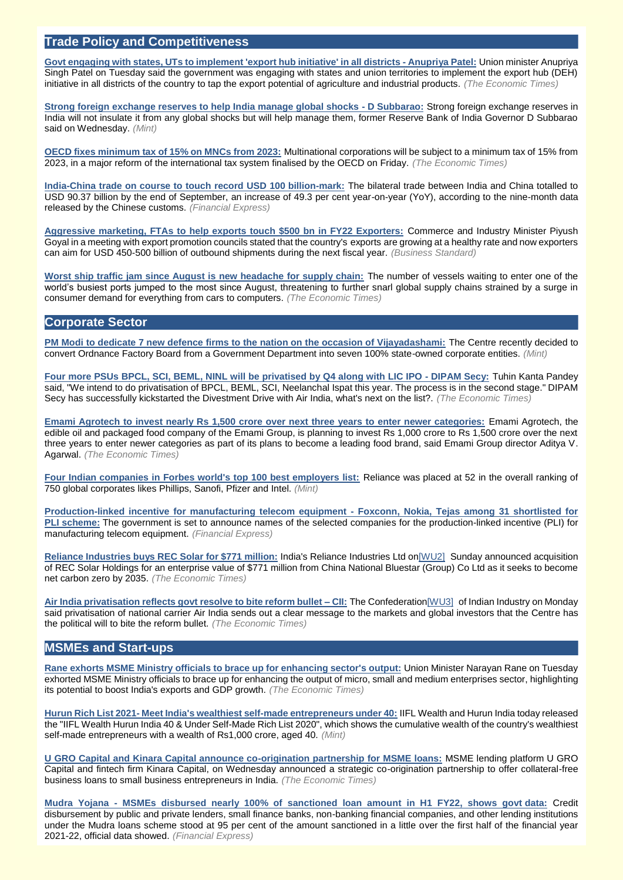## Trade Policy and Competitiveness

**Govt engaging with states, UTs to implement 'export hub initiative' in all districts - Anupriya Patel:** Union minister Anupriya Singh Patel on Tuesday said the government was engaging with states and union territories to implement the export hub (DEH) initiative in all districts of the country to tap the export potential of agriculture and industrial products. *(The Economic Times)*

**Strong foreign exchange reserves to help India manage global shocks - D Subbarao:** Strong foreign exchange reserves in India will not insulate it from any global shocks but will help manage them, former Reserve Bank of India Governor D Subbarao said on Wednesday. *(Mint)*

**OECD fixes minimum tax of 15% on MNCs from 2023:** Multinational corporations will be subject to a minimum tax of 15% from 2023, in a major reform of the international tax system finalised by the OECD on Friday. *(The Economic Times)*

**India-China trade on course to touch record USD 100 billion-mark:** The bilateral trade between India and China totalled to USD 90.37 billion by the end of September, an increase of 49.3 per cent year-on-year (YoY), according to the nine-month data released by the Chinese customs. *(Financial Express)*

**Aggressive marketing, FTAs to help exports touch $500 bn in FY22 Exporters:** Commerce and Industry Minister Piyush Goyal in a meeting with export promotion councils stated that the country's exports are growing at a healthy rate and now exporters can aim for USD 450-500 billion of outbound shipments during the next fiscal year. *(Business Standard)*

**Worst ship traffic jam since August is new headache for supply chain:** The number of vessels waiting to enter one of the world's busiest ports jumped to the most since August, threatening to further snarl global supply chains strained by a surge in consumer demand for everything from cars to computers. *(The Economic Times)*

## Corporate Sector

**PM Modi to dedicate 7 new defence firms to the nation on the occasion of Vijayadashami:** The Centre recently decided to convert Ordnance Factory Board from a Government Department into seven 100% state-owned corporate entities. *(Mint)*

**Four more PSUs BPCL, SCI, BEML, NINL will be privatised by Q4 along with LIC IPO - DIPAM Secy:** Tuhin Kanta Pandey said, "We intend to do privatisation of BPCL, BEML, SCI, Neelanchal Ispat this year. The process is in the second stage." DIPAM Secy has successfully kickstarted the Divestment Drive with Air India, what's next on the list?. *(The Economic Times)*

**Emami Agrotech to invest nearly Rs 1,500 crore over next three years to enter newer categories:** Emami Agrotech, the edible oil and packaged food company of the Emami Group, is planning to invest Rs 1,000 crore to Rs 1,500 crore over the next three years to enter newer categories as part of its plans to become a leading food brand, said Emami Group director Aditya V. Agarwal. *(The Economic Times)*

**Four Indian companies in Forbes world's top 100 best employers list:** Reliance was placed at 52 in the overall ranking of 750 global corporates likes Phillips, Sanofi, Pfizer and Intel. *(Mint)*

**Production-linked incentive for manufacturing telecom equipment - Foxconn, Nokia, Tejas among 31 shortlisted for PLI scheme:** The government is set to announce names of the selected companies for the production-linked incentive (PLI) for manufacturing telecom equipment. *(Financial Express)*

**Reliance Industries buys REC Solar for $771 million:** India's Reliance Industries Ltd on[WU2] Sunday announced acquisition of REC Solar Holdings for an enterprise value of $771 million from China National Bluestar (Group) Co Ltd as it seeks to become net carbon zero by 2035. *(The Economic Times)*

**Air India privatisation reflects govt resolve to bite reform bullet – CII:** The Confederation[WU3] of Indian Industry on Monday said privatisation of national carrier Air India sends out a clear message to the markets and global investors that the Centre has the political will to bite the reform bullet. *(The Economic Times)*

## MSMEs and Start-ups

**Rane exhorts MSME Ministry officials to brace up for enhancing sector's output:** Union Minister Narayan Rane on Tuesday exhorted MSME Ministry officials to brace up for enhancing the output of micro, small and medium enterprises sector, highlighting its potential to boost India's exports and GDP growth. *(The Economic Times)*

**Hurun Rich List 2021- Meet India's wealthiest self-made entrepreneurs under 40:** IIFL Wealth and Hurun India today released the "IIFL Wealth Hurun India 40 & Under Self-Made Rich List 2020", which shows the cumulative wealth of the country's wealthiest self-made entrepreneurs with a wealth of Rs1,000 crore, aged 40. *(Mint)*

**U GRO Capital and Kinara Capital announce co-origination partnership for MSME loans:** MSME lending platform U GRO Capital and fintech firm Kinara Capital, on Wednesday announced a strategic co-origination partnership to offer collateral-free business loans to small business entrepreneurs in India. *(The Economic Times)*

**Mudra Yojana - MSMEs disbursed nearly 100% of sanctioned loan amount in H1 FY22, shows govt data:** Credit disbursement by public and private lenders, small finance banks, non-banking financial companies, and other lending institutions under the Mudra loans scheme stood at 95 per cent of the amount sanctioned in a little over the first half of the financial year 2021-22, official data showed. *(Financial Express)*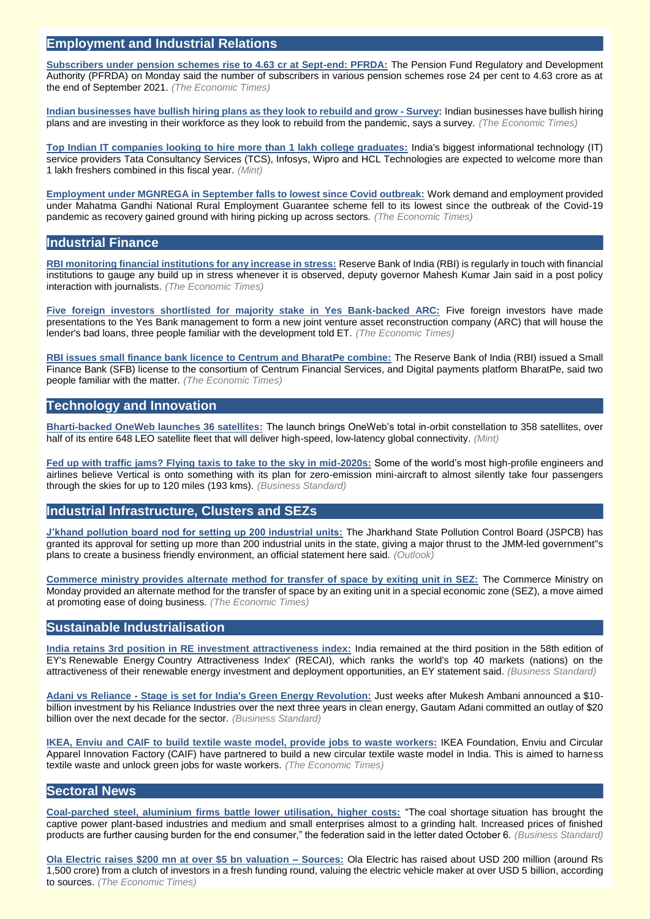## Employment and Industrial Relations

**Subscribers under pension schemes rise to 4.63 cr at Sept-end: PFRDA:** The Pension Fund Regulatory and Development Authority (PFRDA) on Monday said the number of subscribers in various pension schemes rose 24 per cent to 4.63 crore as at the end of September 2021. *(The Economic Times)*

**Indian businesses have bullish hiring plans as they look to rebuild and grow - Survey:** Indian businesses have bullish hiring plans and are investing in their workforce as they look to rebuild from the pandemic, says a survey. *(The Economic Times)*

**Top Indian IT companies looking to hire more than 1 lakh college graduates:** India's biggest informational technology (IT) service providers Tata Consultancy Services (TCS), Infosys, Wipro and HCL Technologies are expected to welcome more than 1 lakh freshers combined in this fiscal year. *(Mint)*

**Employment under MGNREGA in September falls to lowest since Covid outbreak:** Work demand and employment provided under Mahatma Gandhi National Rural Employment Guarantee scheme fell to its lowest since the outbreak of the Covid-19 pandemic as recovery gained ground with hiring picking up across sectors. *(The Economic Times)*

## Industrial Finance

**RBI monitoring financial institutions for any increase in stress:** Reserve Bank of India (RBI) is regularly in touch with financial institutions to gauge any build up in stress whenever it is observed, deputy governor Mahesh Kumar Jain said in a post policy interaction with journalists. *(The Economic Times)*

**Five foreign investors shortlisted for majority stake in Yes Bank-backed ARC:** Five foreign investors have made presentations to the Yes Bank management to form a new joint venture asset reconstruction company (ARC) that will house the lender's bad loans, three people familiar with the development told ET. *(The Economic Times)*

**RBI issues small finance bank licence to Centrum and BharatPe combine:** The Reserve Bank of India (RBI) issued a Small Finance Bank (SFB) license to the consortium of Centrum Financial Services, and Digital payments platform BharatPe, said two people familiar with the matter. *(The Economic Times)*

## Technology and Innovation

**Bharti-backed OneWeb launches 36 satellites:** The launch brings OneWeb's total in-orbit constellation to 358 satellites, over half of its entire 648 LEO satellite fleet that will deliver high-speed, low-latency global connectivity. *(Mint)*

**Fed up with traffic jams? Flying taxis to take to the sky in mid-2020s:** Some of the world's most high-profile engineers and airlines believe Vertical is onto something with its plan for zero-emission mini-aircraft to almost silently take four passengers through the skies for up to 120 miles (193 kms). *(Business Standard)*

## Industrial Infrastructure, Clusters and SEZs

**J'khand pollution board nod for setting up 200 industrial units:** The Jharkhand State Pollution Control Board (JSPCB) has granted its approval for setting up more than 200 industrial units in the state, giving a major thrust to the JMM-led government"s plans to create a business friendly environment, an official statement here said. *(Outlook)*

**Commerce ministry provides alternate method for transfer of space by exiting unit in SEZ:** The Commerce Ministry on Monday provided an alternate method for the transfer of space by an exiting unit in a special economic zone (SEZ), a move aimed at promoting ease of doing business. *(The Economic Times)*

## Sustainable Industrialisation

**India retains 3rd position in RE investment attractiveness index:** India remained at the third position in the 58th edition of EY's Renewable Energy Country Attractiveness Index' (RECAI), which ranks the world's top 40 markets (nations) on the attractiveness of their renewable energy investment and deployment opportunities, an EY statement said. *(Business Standard)*

**Adani vs Reliance - Stage is set for India's Green Energy Revolution:** Just weeks after Mukesh Ambani announced a $10-billion investment by his Reliance Industries over the next three years in clean energy, Gautam Adani committed an outlay of $20 billion over the next decade for the sector. *(Business Standard)*

**IKEA, Enviu and CAIF to build textile waste model, provide jobs to waste workers:** IKEA Foundation, Enviu and Circular Apparel Innovation Factory (CAIF) have partnered to build a new circular textile waste model in India. This is aimed to harness textile waste and unlock green jobs for waste workers. *(The Economic Times)*

## Sectoral News

**Coal-parched steel, aluminium firms battle lower utilisation, higher costs:** "The coal shortage situation has brought the captive power plant-based industries and medium and small enterprises almost to a grinding halt. Increased prices of finished products are further causing burden for the end consumer," the federation said in the letter dated October 6. *(Business Standard)*

**Ola Electric raises $200 mn at over $5 bn valuation – Sources:** Ola Electric has raised about USD 200 million (around Rs 1,500 crore) from a clutch of investors in a fresh funding round, valuing the electric vehicle maker at over USD 5 billion, according to sources. *(The Economic Times)*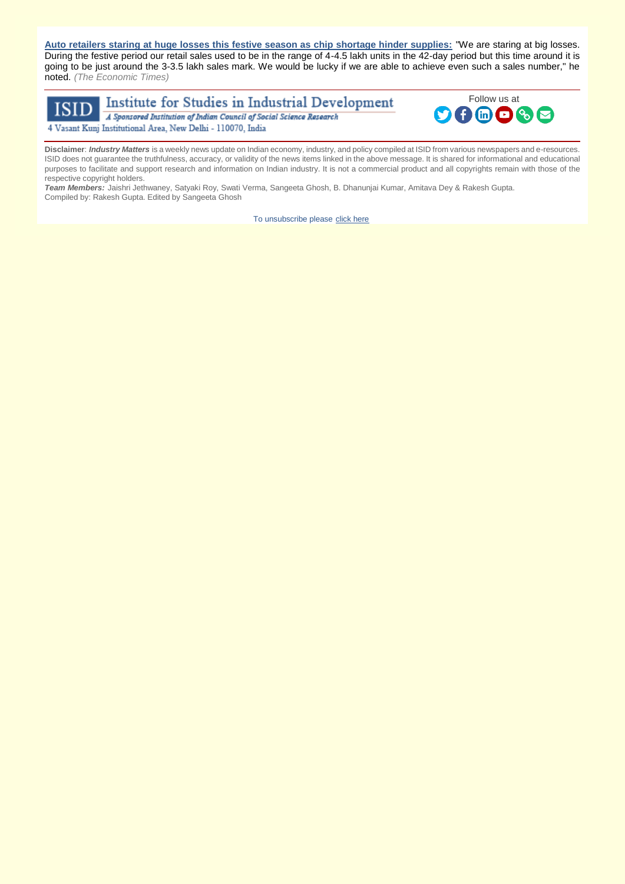**Auto retailers staring at huge losses this festive season as chip shortage hinder supplies:** "We are staring at big losses. During the festive period our retail sales used to be in the range of 4-4.5 lakh units in the 42-day period but this time around it is going to be just around the 3-3.5 lakh sales mark. We would be lucky if we are able to achieve even such a sales number," he noted. *(The Economic Times)*

---

ISID Institute for Studies in Industrial Development
*A Sponsored Institution of Indian Council of Social Science Research*
4 Vasant Kunj Institutional Area, New Delhi - 110070, India

Follow us at

---

**Disclaimer**: ***Industry Matters*** is a weekly news update on Indian economy, industry, and policy compiled at ISID from various newspapers and e-resources. ISID does not guarantee the truthfulness, accuracy, or validity of the news items linked in the above message. It is shared for informational and educational purposes to facilitate and support research and information on Indian industry. It is not a commercial product and all copyrights remain with those of the respective copyright holders.

***Team Members:*** Jaishri Jethwaney, Satyaki Roy, Swati Verma, Sangeeta Ghosh, B. Dhanunjai Kumar, Amitava Dey & Rakesh Gupta.

Compiled by: Rakesh Gupta. Edited by Sangeeta Ghosh

To unsubscribe please click here